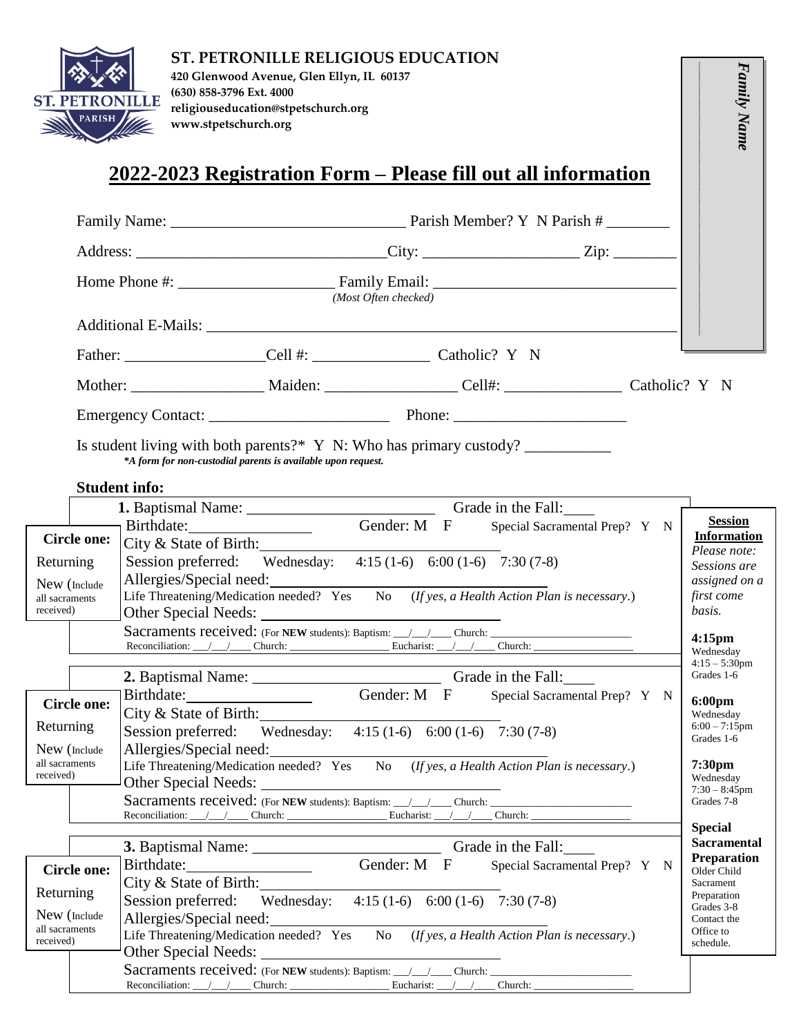# ST. PETRONILLE RELIGIOUS EDUCATION

**420 Glenwood Avenue, Glen Ellyn, IL 60137**
**(630) 858-3796 Ext. 4000**
**religiouseducation@stpetschurch.org**
**www.stpetschurch.org**

*Family Name*

## 2022-2023 Registration Form – Please fill out all information

Family Name: ______________________________ Parish Member? Y N Parish # ________

Address: ________________________________City: ____________________ Zip: ________

Home Phone #: ___________________ Family Email: _______________________________
*(Most Often checked)*

Additional E-Mails: ______________________________________________________________

Father: __________________Cell #: _______________ Catholic? Y N

Mother: _________________ Maiden: _________________ Cell#: _______________ Catholic? Y N

Emergency Contact: _______________________ Phone: ______________________

Is student living with both parents?* Y N: Who has primary custody? ___________
***A form for non-custodial parents is available upon request.**

**Student info:**

**Circle one:** Returning / New (Include all sacraments received)

**1.** Baptismal Name: ________________________ Grade in the Fall:____
Birthdate:________________ Gender: M F Special Sacramental Prep? Y N
City & State of Birth:________________________________
Session preferred: Wednesday: 4:15 (1-6) 6:00 (1-6) 7:30 (7-8)
Allergies/Special need:________________________________
Life Threatening/Medication needed? Yes No (*If yes, a Health Action Plan is necessary.*)
Other Special Needs: ____________________________
Sacraments received: (For **NEW** students): Baptism: ___/___/____ Church: ________________________
Reconciliation: ___/___/____ Church: __________________ Eucharist: ___/___/____ Church: __________________

**Circle one:** Returning / New (Include all sacraments received)

**2.** Baptismal Name: ________________________ Grade in the Fall:____
Birthdate:________________ Gender: M F Special Sacramental Prep? Y N
City & State of Birth:________________________________
Session preferred: Wednesday: 4:15 (1-6) 6:00 (1-6) 7:30 (7-8)
Allergies/Special need:________________________________
Life Threatening/Medication needed? Yes No (*If yes, a Health Action Plan is necessary.*)
Other Special Needs: ____________________________
Sacraments received: (For **NEW** students): Baptism: ___/___/____ Church: ________________________
Reconciliation: ___/___/____ Church: __________________ Eucharist: ___/___/____ Church: __________________

**Circle one:** Returning / New (Include all sacraments received)

**3.** Baptismal Name: ________________________ Grade in the Fall:____
Birthdate:________________ Gender: M F Special Sacramental Prep? Y N
City & State of Birth:________________________________
Session preferred: Wednesday: 4:15 (1-6) 6:00 (1-6) 7:30 (7-8)
Allergies/Special need:________________________________
Life Threatening/Medication needed? Yes No (*If yes, a Health Action Plan is necessary.*)
Other Special Needs: ____________________________
Sacraments received: (For **NEW** students): Baptism: ___/___/____ Church: ________________________
Reconciliation: ___/___/____ Church: __________________ Eucharist: ___/___/____ Church: __________________

**Session Information**
*Please note: Sessions are assigned on a first come basis.*

**4:15pm**
Wednesday
4:15 – 5:30pm
Grades 1-6

**6:00pm**
Wednesday
6:00 – 7:15pm
Grades 1-6

**7:30pm**
Wednesday
7:30 – 8:45pm
Grades 7-8

**Special Sacramental Preparation**
Older Child Sacrament Preparation Grades 3-8
Contact the Office to schedule.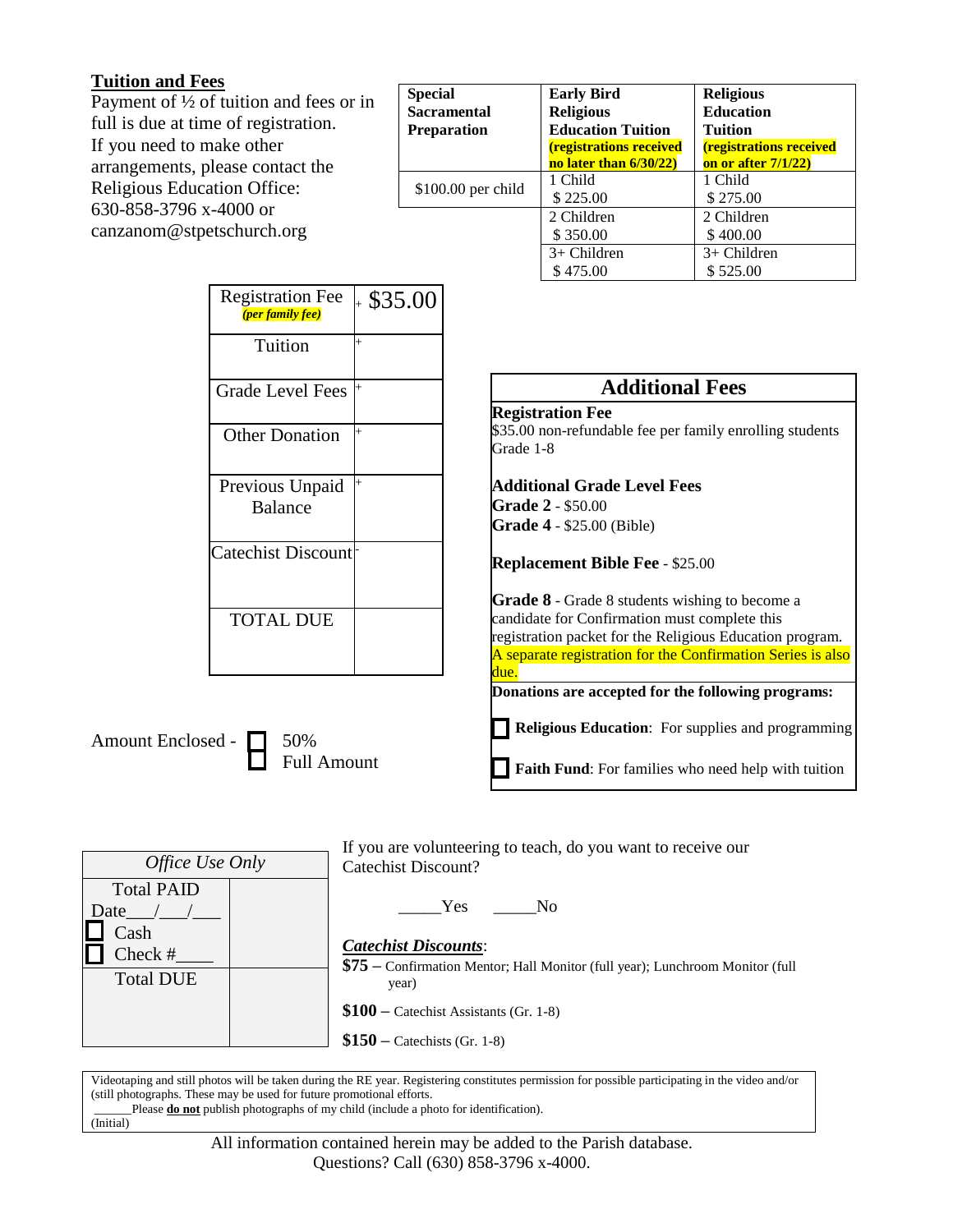**Tuition and Fees**

Payment of ½ of tuition and fees or in full is due at time of registration. If you need to make other arrangements, please contact the Religious Education Office: 630-858-3796 x-4000 or canzanom@stpetschurch.org

| Special Sacramental Preparation | Early Bird Religious Education Tuition (registrations received no later than 6/30/22) | Religious Education Tuition (registrations received on or after 7/1/22) |
|---|---|---|
| $100.00 per child | 1 Child $ 225.00 | 1 Child $ 275.00 |
| | 2 Children $ 350.00 | 2 Children $ 400.00 |
| | 3+ Children $ 475.00 | 3+ Children $ 525.00 |

| | |
|---|---|
| Registration Fee *(per family fee)* | + $35.00 |
| Tuition | + |
| Grade Level Fees | + |
| Other Donation | + |
| Previous Unpaid Balance | + |
| Catechist Discount | - |
| TOTAL DUE | |

Amount Enclosed - ☐ 50% ☐ Full Amount

## Additional Fees

**Registration Fee**
$35.00 non-refundable fee per family enrolling students Grade 1-8

**Additional Grade Level Fees**
**Grade 2** - $50.00
**Grade 4** - $25.00 (Bible)

**Replacement Bible Fee** - $25.00

**Grade 8** - Grade 8 students wishing to become a candidate for Confirmation must complete this registration packet for the Religious Education program. A separate registration for the Confirmation Series is also due.

**Donations are accepted for the following programs:**

☐ **Religious Education**: For supplies and programming

☐ **Faith Fund**: For families who need help with tuition

| *Office Use Only* | |
|---|---|
| Total PAID<br>Date\_\_\_/\_\_\_/\_\_\_<br>☐ Cash<br>☐ Check #\_\_\_\_ | |
| Total DUE | |

If you are volunteering to teach, do you want to receive our Catechist Discount?

\_\_\_\_\_Yes \_\_\_\_\_No

***Catechist Discounts***:

**$75 –** Confirmation Mentor; Hall Monitor (full year); Lunchroom Monitor (full year)

**$100 –** Catechist Assistants (Gr. 1-8)

**$150 –** Catechists (Gr. 1-8)

Videotaping and still photos will be taken during the RE year. Registering constitutes permission for possible participating in the video and/or (still photographs. These may be used for future promotional efforts.
\_\_\_\_\_\_Please **do not** publish photographs of my child (include a photo for identification).
(Initial)

All information contained herein may be added to the Parish database.
Questions? Call (630) 858-3796 x-4000.